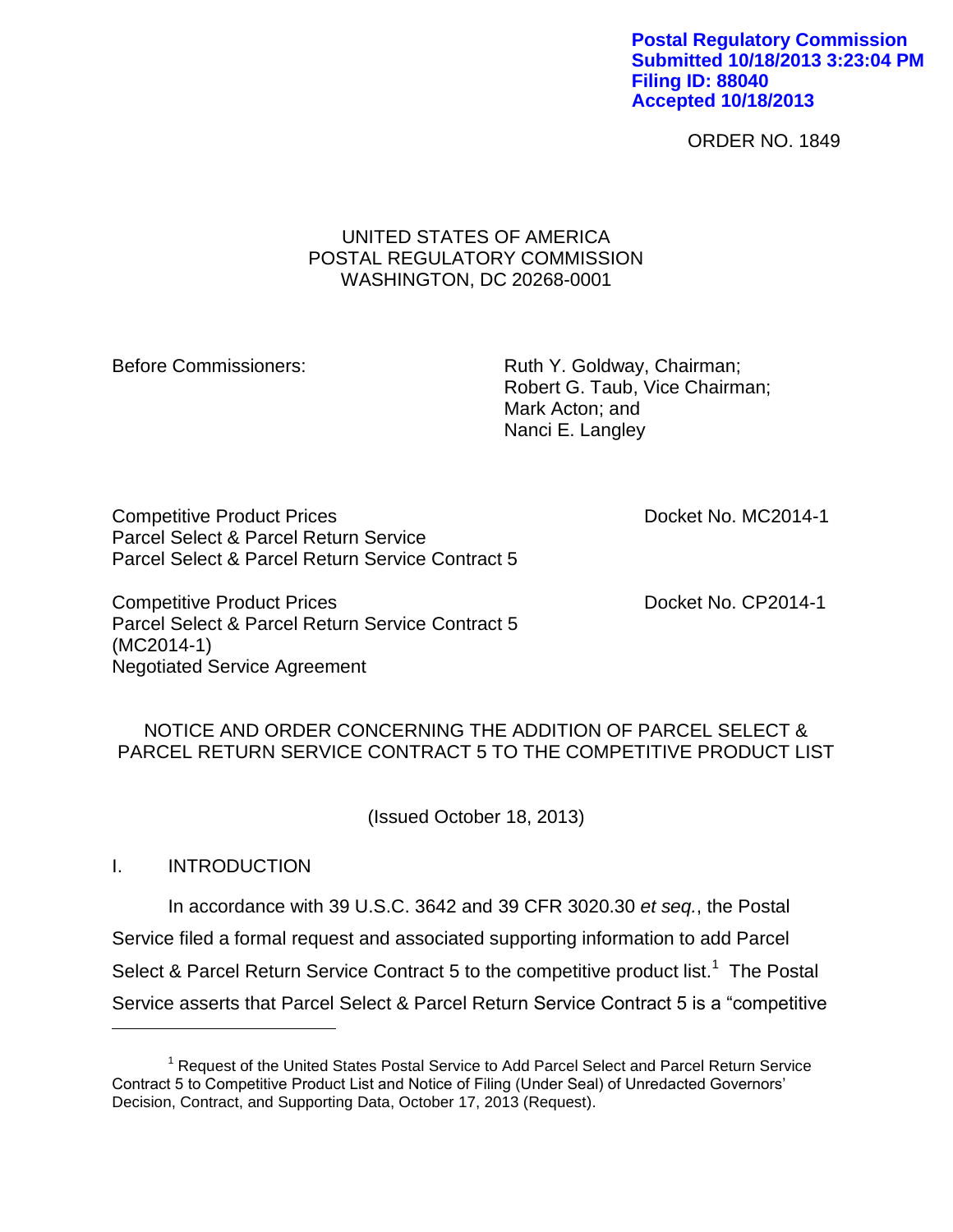Postal Regulatory Commission
Submitted 10/18/2013 3:23:04 PM
Filing ID: 88040
Accepted 10/18/2013

ORDER NO. 1849

UNITED STATES OF AMERICA
POSTAL REGULATORY COMMISSION
WASHINGTON, DC 20268-0001

Before Commissioners:

Ruth Y. Goldway, Chairman;
Robert G. Taub, Vice Chairman;
Mark Acton; and
Nanci E. Langley

Competitive Product Prices
Parcel Select & Parcel Return Service
Parcel Select & Parcel Return Service Contract 5

Docket No. MC2014-1

Competitive Product Prices
Parcel Select & Parcel Return Service Contract 5
(MC2014-1)
Negotiated Service Agreement

Docket No. CP2014-1

NOTICE AND ORDER CONCERNING THE ADDITION OF PARCEL SELECT & PARCEL RETURN SERVICE CONTRACT 5 TO THE COMPETITIVE PRODUCT LIST

(Issued October 18, 2013)

## I. INTRODUCTION

In accordance with 39 U.S.C. 3642 and 39 CFR 3020.30 *et seq.*, the Postal Service filed a formal request and associated supporting information to add Parcel Select & Parcel Return Service Contract 5 to the competitive product list.[1] The Postal Service asserts that Parcel Select & Parcel Return Service Contract 5 is a "competitive

[1] Request of the United States Postal Service to Add Parcel Select and Parcel Return Service Contract 5 to Competitive Product List and Notice of Filing (Under Seal) of Unredacted Governors' Decision, Contract, and Supporting Data, October 17, 2013 (Request).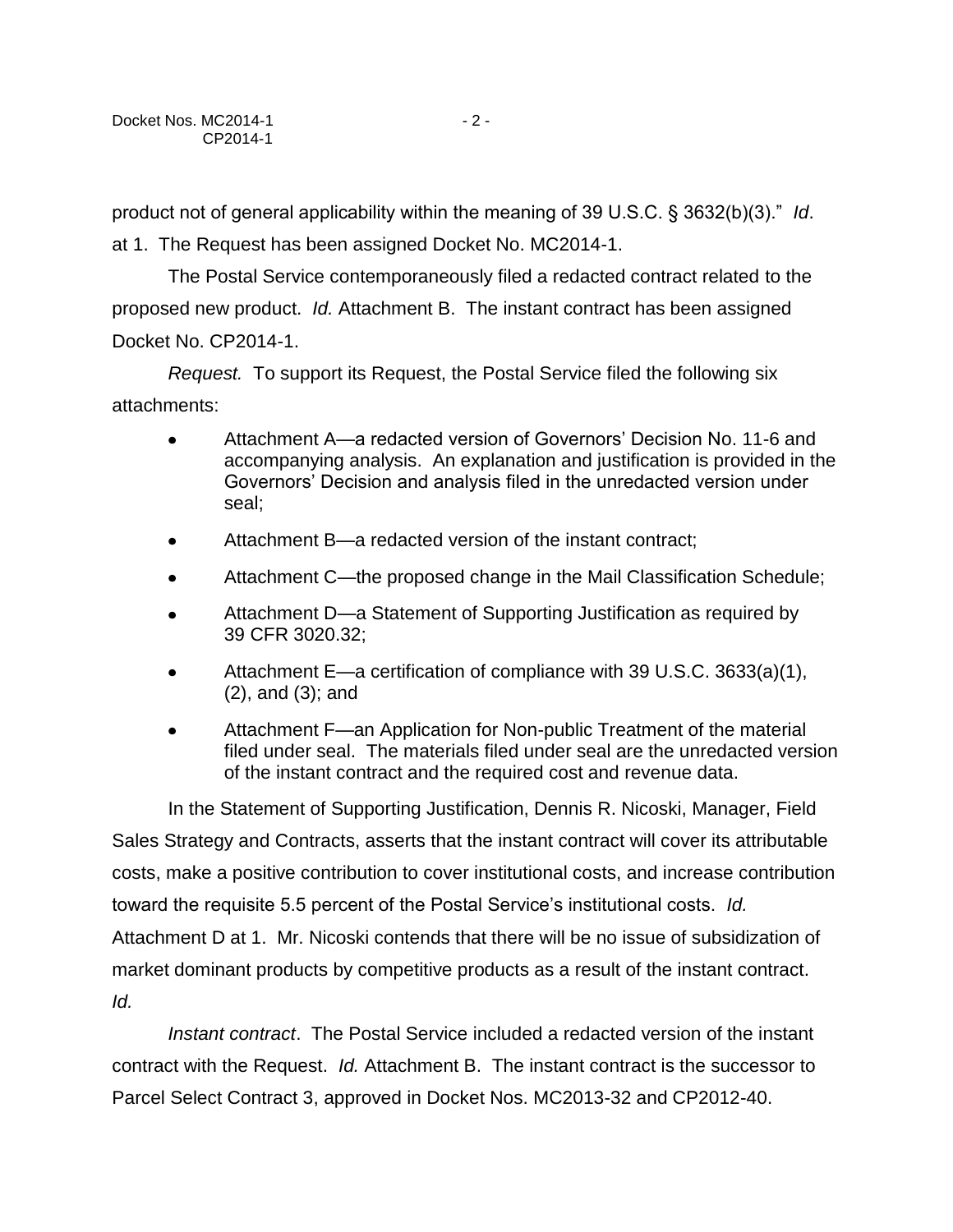product not of general applicability within the meaning of 39 U.S.C. § 3632(b)(3)." *Id*. at 1. The Request has been assigned Docket No. MC2014-1.

The Postal Service contemporaneously filed a redacted contract related to the proposed new product. *Id.* Attachment B. The instant contract has been assigned Docket No. CP2014-1.

*Request.* To support its Request, the Postal Service filed the following six attachments:

- Attachment A—a redacted version of Governors' Decision No. 11-6 and accompanying analysis. An explanation and justification is provided in the Governors' Decision and analysis filed in the unredacted version under seal;
- Attachment B—a redacted version of the instant contract;
- Attachment C—the proposed change in the Mail Classification Schedule;
- Attachment D—a Statement of Supporting Justification as required by 39 CFR 3020.32;
- Attachment E—a certification of compliance with 39 U.S.C. 3633(a)(1), (2), and (3); and
- Attachment F—an Application for Non-public Treatment of the material filed under seal. The materials filed under seal are the unredacted version of the instant contract and the required cost and revenue data.

In the Statement of Supporting Justification, Dennis R. Nicoski, Manager, Field Sales Strategy and Contracts, asserts that the instant contract will cover its attributable costs, make a positive contribution to cover institutional costs, and increase contribution toward the requisite 5.5 percent of the Postal Service's institutional costs. *Id.* Attachment D at 1. Mr. Nicoski contends that there will be no issue of subsidization of market dominant products by competitive products as a result of the instant contract. *Id.*

*Instant contract*. The Postal Service included a redacted version of the instant contract with the Request. *Id.* Attachment B. The instant contract is the successor to Parcel Select Contract 3, approved in Docket Nos. MC2013-32 and CP2012-40.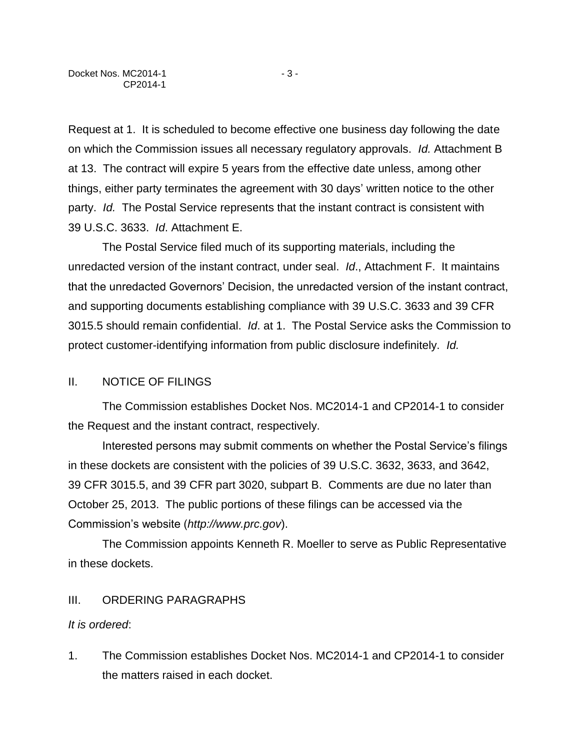Request at 1. It is scheduled to become effective one business day following the date on which the Commission issues all necessary regulatory approvals. *Id.* Attachment B at 13. The contract will expire 5 years from the effective date unless, among other things, either party terminates the agreement with 30 days' written notice to the other party. *Id.* The Postal Service represents that the instant contract is consistent with 39 U.S.C. 3633. *Id*. Attachment E.

The Postal Service filed much of its supporting materials, including the unredacted version of the instant contract, under seal. *Id*., Attachment F. It maintains that the unredacted Governors' Decision, the unredacted version of the instant contract, and supporting documents establishing compliance with 39 U.S.C. 3633 and 39 CFR 3015.5 should remain confidential. *Id*. at 1. The Postal Service asks the Commission to protect customer-identifying information from public disclosure indefinitely. *Id.*

## II. NOTICE OF FILINGS

The Commission establishes Docket Nos. MC2014-1 and CP2014-1 to consider the Request and the instant contract, respectively.

Interested persons may submit comments on whether the Postal Service's filings in these dockets are consistent with the policies of 39 U.S.C. 3632, 3633, and 3642, 39 CFR 3015.5, and 39 CFR part 3020, subpart B. Comments are due no later than October 25, 2013. The public portions of these filings can be accessed via the Commission's website (*http://www.prc.gov*).

The Commission appoints Kenneth R. Moeller to serve as Public Representative in these dockets.

## III. ORDERING PARAGRAPHS

*It is ordered*:

1. The Commission establishes Docket Nos. MC2014-1 and CP2014-1 to consider the matters raised in each docket.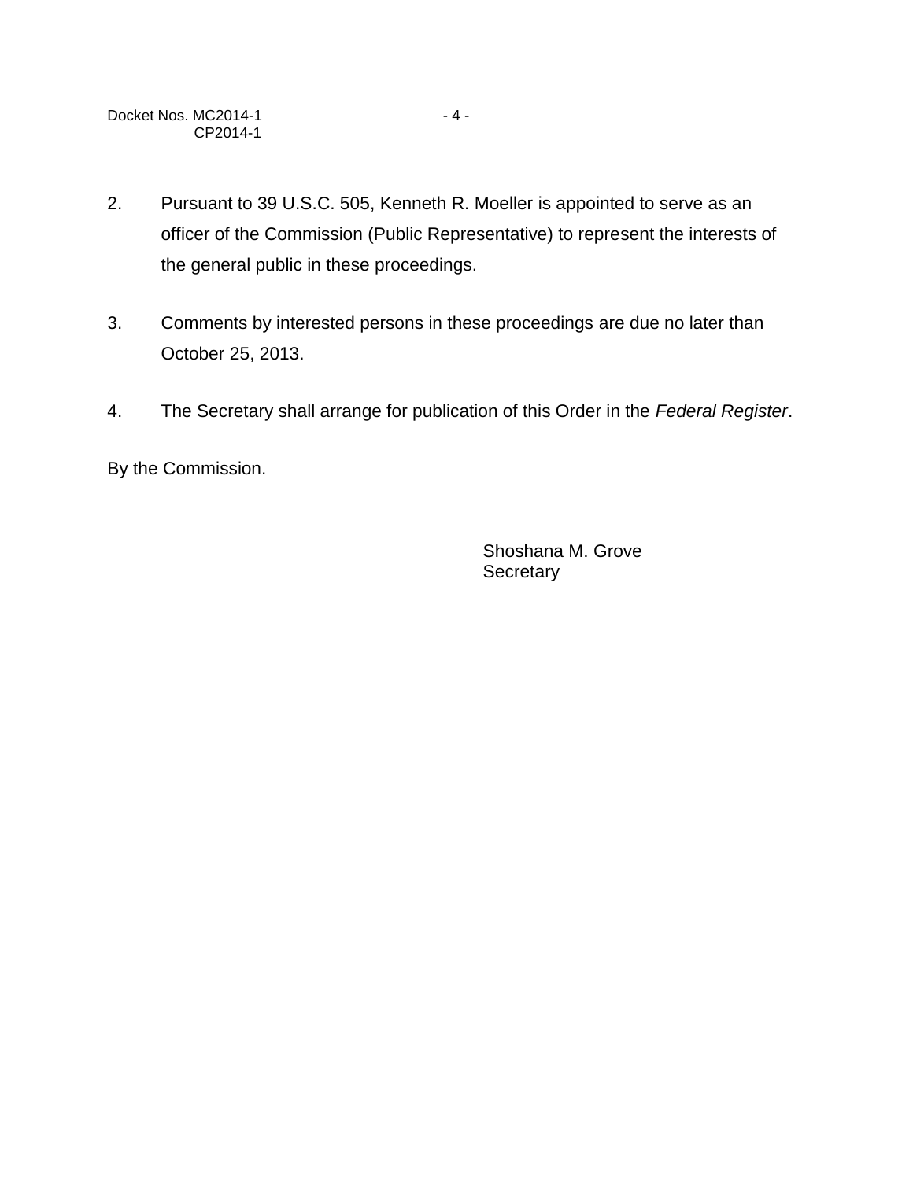2. Pursuant to 39 U.S.C. 505, Kenneth R. Moeller is appointed to serve as an officer of the Commission (Public Representative) to represent the interests of the general public in these proceedings.

3. Comments by interested persons in these proceedings are due no later than October 25, 2013.

4. The Secretary shall arrange for publication of this Order in the *Federal Register*.

By the Commission.

Shoshana M. Grove
Secretary